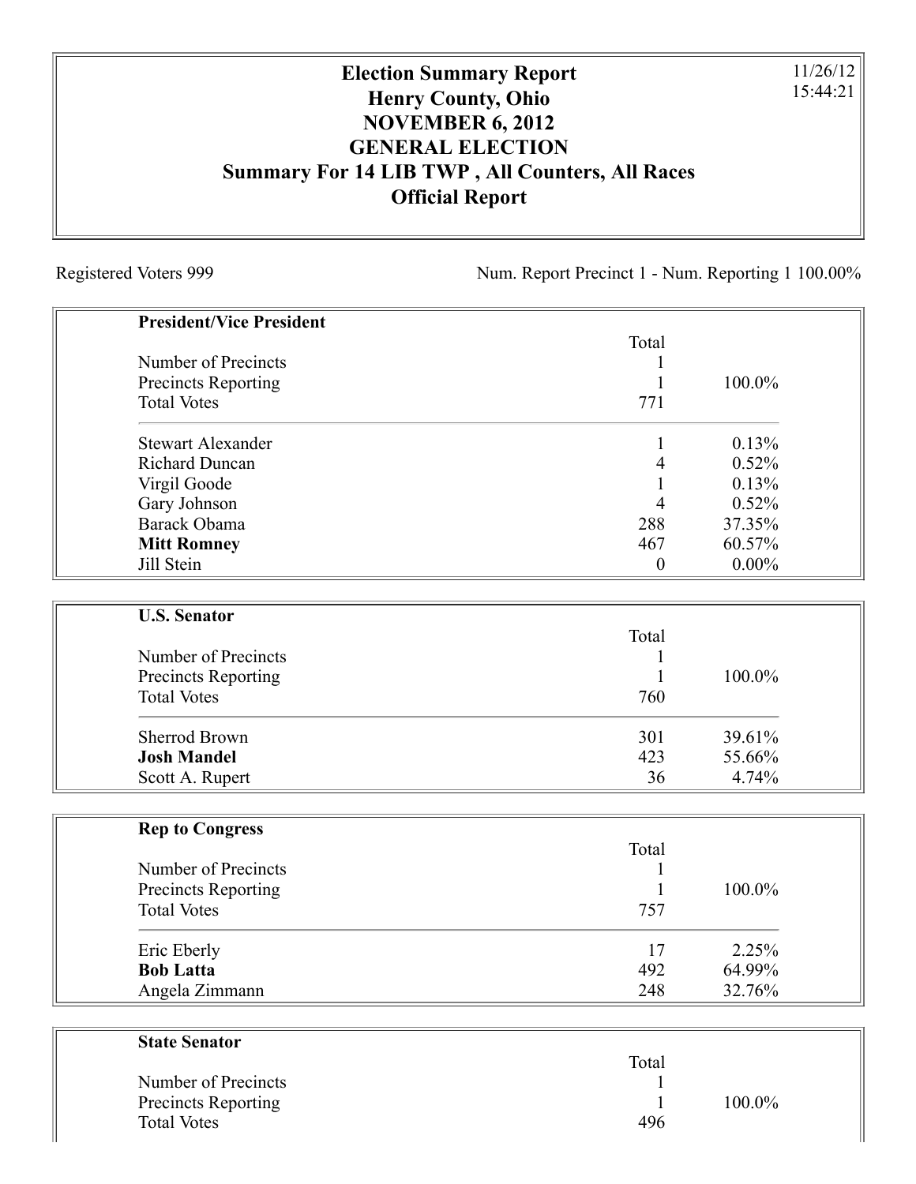# Election Summary Report
## Henry County, Ohio
## NOVEMBER 6, 2012
## GENERAL ELECTION
## Summary For 14 LIB TWP , All Counters, All Races
## Official Report

11/26/12
15:44:21

Registered Voters 999

Num. Report Precinct 1 - Num. Reporting 1 100.00%

| **President/Vice President** | Total | |
|---|---|---|
| Number of Precincts | 1 | |
| Precincts Reporting | 1 | 100.0% |
| Total Votes | 771 | |
| Stewart Alexander | 1 | 0.13% |
| Richard Duncan | 4 | 0.52% |
| Virgil Goode | 1 | 0.13% |
| Gary Johnson | 4 | 0.52% |
| Barack Obama | 288 | 37.35% |
| **Mitt Romney** | 467 | 60.57% |
| Jill Stein | 0 | 0.00% |

| **U.S. Senator** | Total | |
|---|---|---|
| Number of Precincts | 1 | |
| Precincts Reporting | 1 | 100.0% |
| Total Votes | 760 | |
| Sherrod Brown | 301 | 39.61% |
| **Josh Mandel** | 423 | 55.66% |
| Scott A. Rupert | 36 | 4.74% |

| **Rep to Congress** | Total | |
|---|---|---|
| Number of Precincts | 1 | |
| Precincts Reporting | 1 | 100.0% |
| Total Votes | 757 | |
| Eric Eberly | 17 | 2.25% |
| **Bob Latta** | 492 | 64.99% |
| Angela Zimmann | 248 | 32.76% |

| **State Senator** | Total | |
|---|---|---|
| Number of Precincts | 1 | |
| Precincts Reporting | 1 | 100.0% |
| Total Votes | 496 | |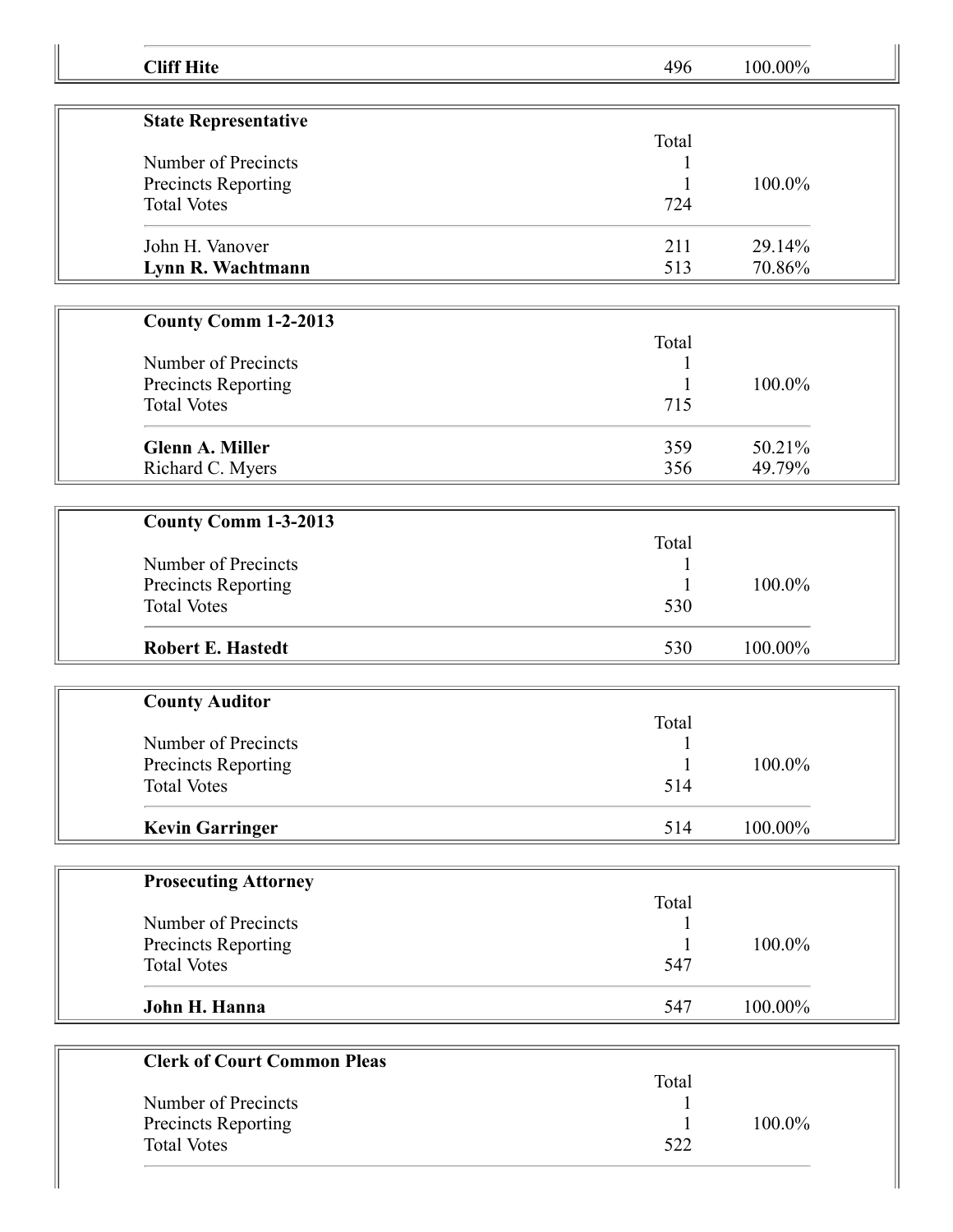| | | |
|---|---|---|
| **Cliff Hite** | 496 | 100.00% |

| **State Representative** | Total | |
|---|---|---|
| Number of Precincts | 1 | |
| Precincts Reporting | 1 | 100.0% |
| Total Votes | 724 | |
| John H. Vanover | 211 | 29.14% |
| **Lynn R. Wachtmann** | 513 | 70.86% |

| **County Comm 1-2-2013** | Total | |
|---|---|---|
| Number of Precincts | 1 | |
| Precincts Reporting | 1 | 100.0% |
| Total Votes | 715 | |
| **Glenn A. Miller** | 359 | 50.21% |
| Richard C. Myers | 356 | 49.79% |

| **County Comm 1-3-2013** | Total | |
|---|---|---|
| Number of Precincts | 1 | |
| Precincts Reporting | 1 | 100.0% |
| Total Votes | 530 | |
| **Robert E. Hastedt** | 530 | 100.00% |

| **County Auditor** | Total | |
|---|---|---|
| Number of Precincts | 1 | |
| Precincts Reporting | 1 | 100.0% |
| Total Votes | 514 | |
| **Kevin Garringer** | 514 | 100.00% |

| **Prosecuting Attorney** | Total | |
|---|---|---|
| Number of Precincts | 1 | |
| Precincts Reporting | 1 | 100.0% |
| Total Votes | 547 | |
| **John H. Hanna** | 547 | 100.00% |

| **Clerk of Court Common Pleas** | Total | |
|---|---|---|
| Number of Precincts | 1 | |
| Precincts Reporting | 1 | 100.0% |
| Total Votes | 522 | |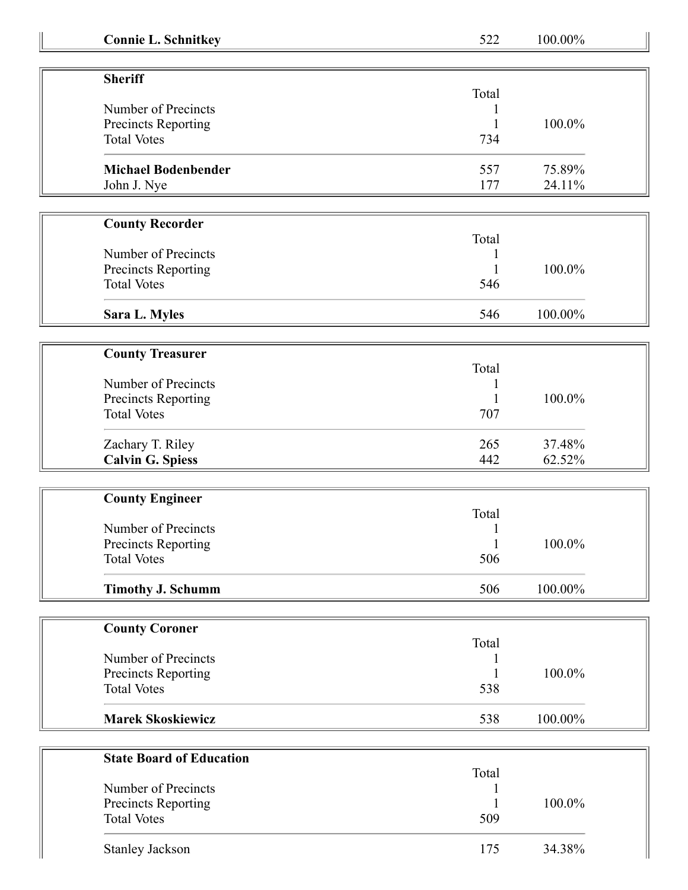| **Connie L. Schnitkey** | 522 | 100.00% |
|---|---|---|

| **Sheriff** | | |
|---|---|---|
| | Total | |
| Number of Precincts | 1 | |
| Precincts Reporting | 1 | 100.0% |
| Total Votes | 734 | |
| **Michael Bodenbender** | 557 | 75.89% |
| John J. Nye | 177 | 24.11% |

| **County Recorder** | | |
|---|---|---|
| | Total | |
| Number of Precincts | 1 | |
| Precincts Reporting | 1 | 100.0% |
| Total Votes | 546 | |
| **Sara L. Myles** | 546 | 100.00% |

| **County Treasurer** | | |
|---|---|---|
| | Total | |
| Number of Precincts | 1 | |
| Precincts Reporting | 1 | 100.0% |
| Total Votes | 707 | |
| Zachary T. Riley | 265 | 37.48% |
| **Calvin G. Spiess** | 442 | 62.52% |

| **County Engineer** | | |
|---|---|---|
| | Total | |
| Number of Precincts | 1 | |
| Precincts Reporting | 1 | 100.0% |
| Total Votes | 506 | |
| **Timothy J. Schumm** | 506 | 100.00% |

| **County Coroner** | | |
|---|---|---|
| | Total | |
| Number of Precincts | 1 | |
| Precincts Reporting | 1 | 100.0% |
| Total Votes | 538 | |
| **Marek Skoskiewicz** | 538 | 100.00% |

| **State Board of Education** | | |
|---|---|---|
| | Total | |
| Number of Precincts | 1 | |
| Precincts Reporting | 1 | 100.0% |
| Total Votes | 509 | |
| Stanley Jackson | 175 | 34.38% |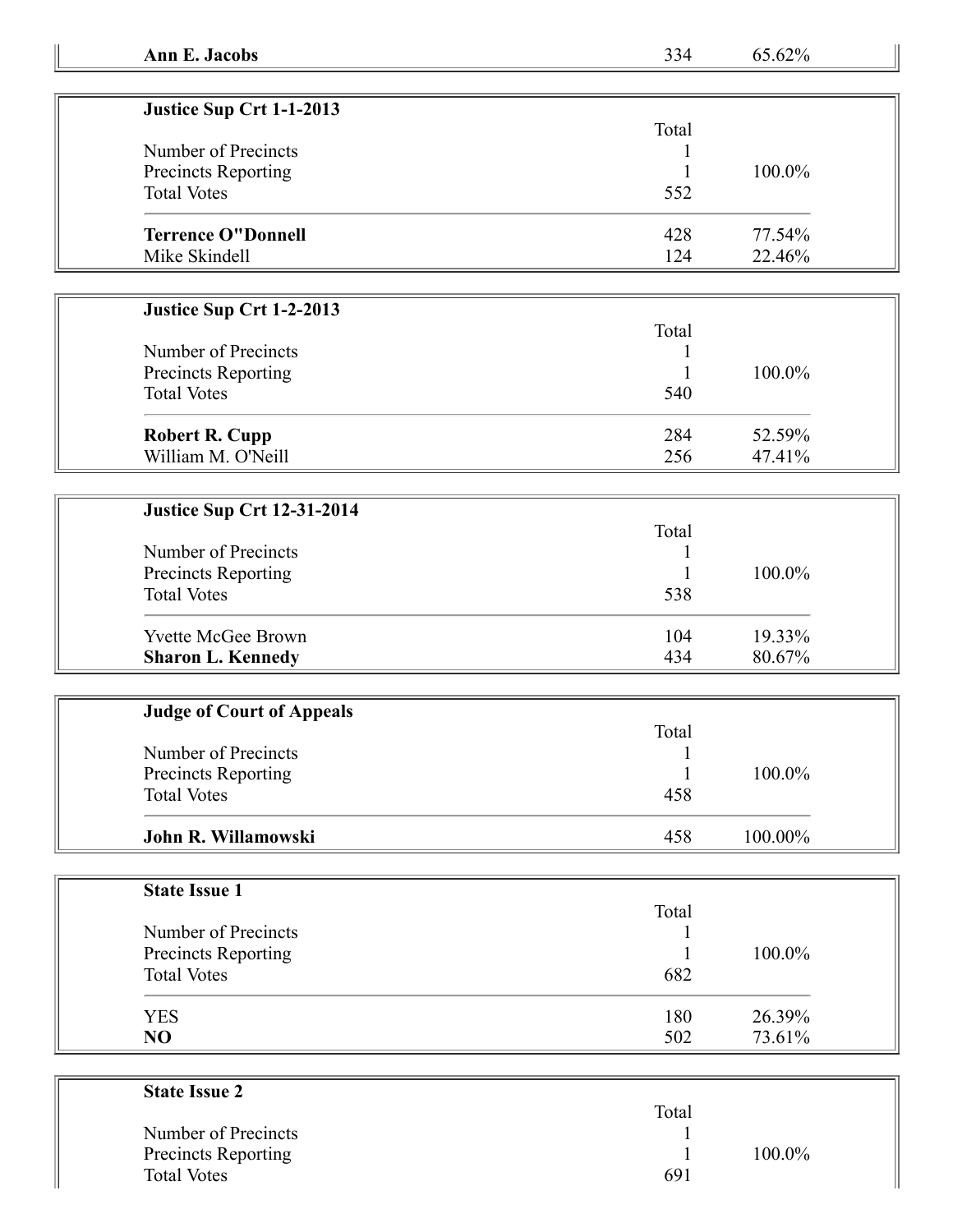| **Ann E. Jacobs** | 334 | 65.62% |
|---|---|---|

| **Justice Sup Crt 1-1-2013** | | |
|---|---|---|
| | Total | |
| Number of Precincts | 1 | |
| Precincts Reporting | 1 | 100.0% |
| Total Votes | 552 | |
| **Terrence O"Donnell** | 428 | 77.54% |
| Mike Skindell | 124 | 22.46% |

| **Justice Sup Crt 1-2-2013** | | |
|---|---|---|
| | Total | |
| Number of Precincts | 1 | |
| Precincts Reporting | 1 | 100.0% |
| Total Votes | 540 | |
| **Robert R. Cupp** | 284 | 52.59% |
| William M. O'Neill | 256 | 47.41% |

| **Justice Sup Crt 12-31-2014** | | |
|---|---|---|
| | Total | |
| Number of Precincts | 1 | |
| Precincts Reporting | 1 | 100.0% |
| Total Votes | 538 | |
| Yvette McGee Brown | 104 | 19.33% |
| **Sharon L. Kennedy** | 434 | 80.67% |

| **Judge of Court of Appeals** | | |
|---|---|---|
| | Total | |
| Number of Precincts | 1 | |
| Precincts Reporting | 1 | 100.0% |
| Total Votes | 458 | |
| **John R. Willamowski** | 458 | 100.00% |

| **State Issue 1** | | |
|---|---|---|
| | Total | |
| Number of Precincts | 1 | |
| Precincts Reporting | 1 | 100.0% |
| Total Votes | 682 | |
| YES | 180 | 26.39% |
| **NO** | 502 | 73.61% |

| **State Issue 2** | | |
|---|---|---|
| | Total | |
| Number of Precincts | 1 | |
| Precincts Reporting | 1 | 100.0% |
| Total Votes | 691 | |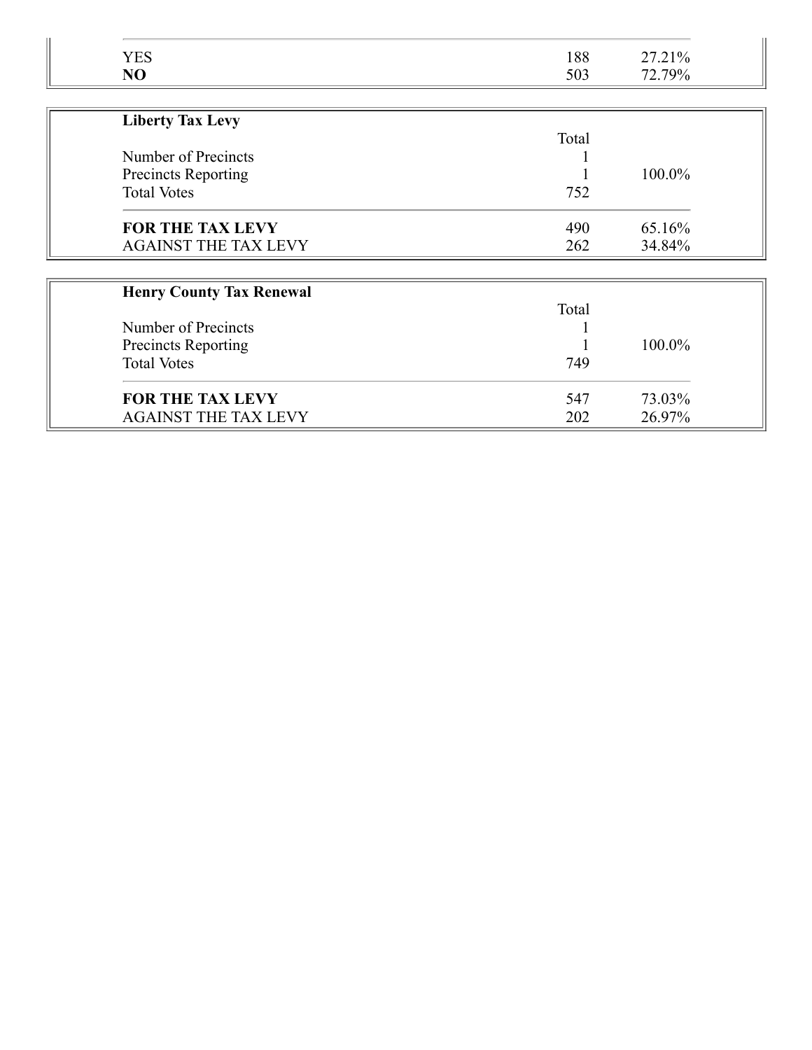| | | |
|---|---|---|
| YES | 188 | 27.21% |
| **NO** | 503 | 72.79% |

**Liberty Tax Levy**

| | Total | |
|---|---|---|
| Number of Precincts | 1 | |
| Precincts Reporting | 1 | 100.0% |
| Total Votes | 752 | |
| **FOR THE TAX LEVY** | 490 | 65.16% |
| AGAINST THE TAX LEVY | 262 | 34.84% |

**Henry County Tax Renewal**

| | Total | |
|---|---|---|
| Number of Precincts | 1 | |
| Precincts Reporting | 1 | 100.0% |
| Total Votes | 749 | |
| **FOR THE TAX LEVY** | 547 | 73.03% |
| AGAINST THE TAX LEVY | 202 | 26.97% |